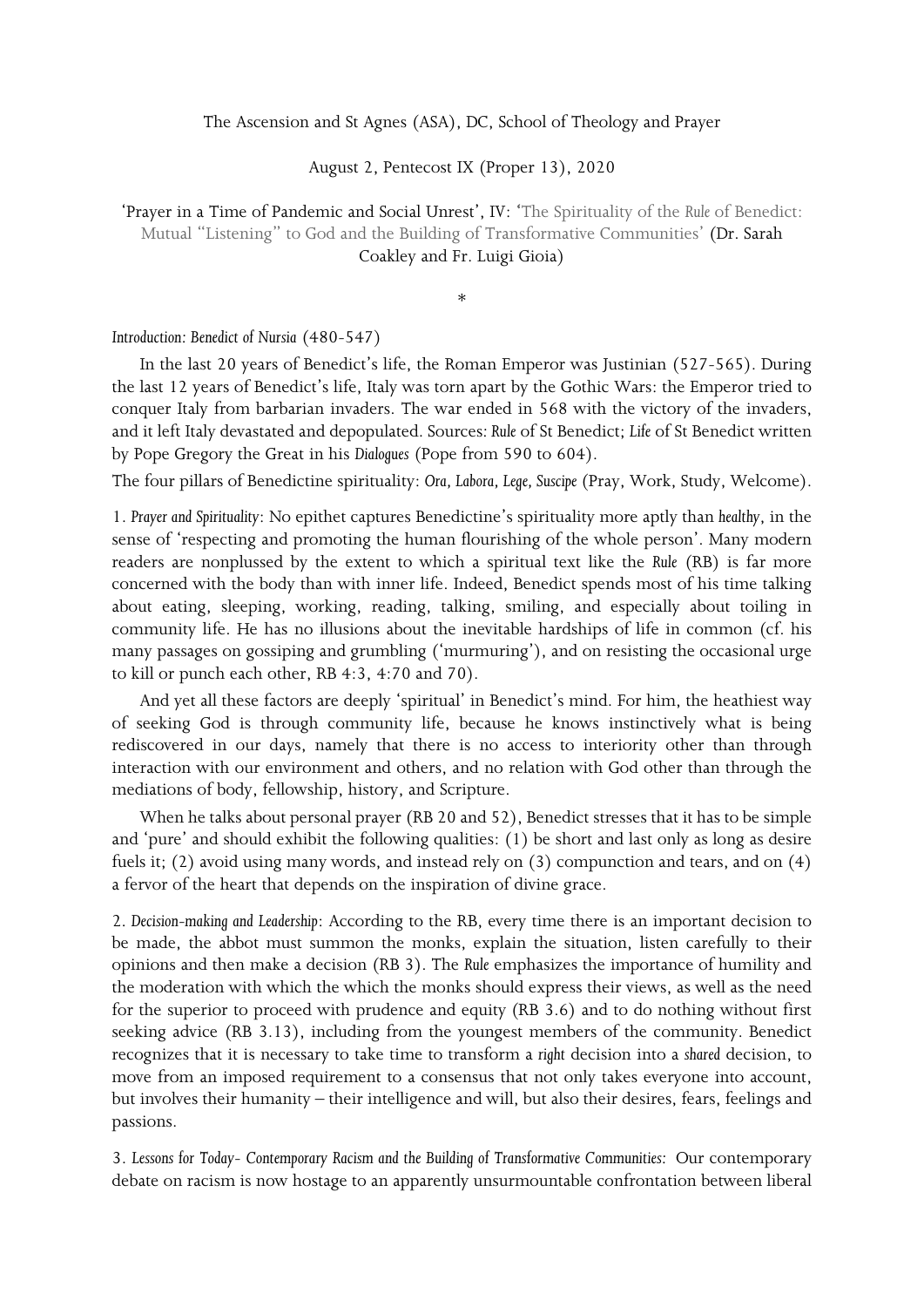The Ascension and St Agnes (ASA), DC, School of Theology and Prayer

August 2, Pentecost IX (Proper 13), 2020

'Prayer in a Time of Pandemic and Social Unrest', IV: 'The Spirituality of the *Rule* of Benedict: Mutual "Listening" to God and the Building of Transformative Communities' (Dr. Sarah Coakley and Fr. Luigi Gioia)

*

*Introduction: Benedict of Nursia* (480-547)

In the last 20 years of Benedict's life, the Roman Emperor was Justinian (527-565). During the last 12 years of Benedict's life, Italy was torn apart by the Gothic Wars: the Emperor tried to conquer Italy from barbarian invaders. The war ended in 568 with the victory of the invaders, and it left Italy devastated and depopulated. Sources: *Rule* of St Benedict; *Life* of St Benedict written by Pope Gregory the Great in his *Dialogues* (Pope from 590 to 604).

The four pillars of Benedictine spirituality: *Ora, Labora, Lege, Suscipe* (Pray, Work, Study, Welcome).

1. *Prayer and Spirituality*: No epithet captures Benedictine's spirituality more aptly than *healthy*, in the sense of 'respecting and promoting the human flourishing of the whole person'. Many modern readers are nonplussed by the extent to which a spiritual text like the *Rule* (RB) is far more concerned with the body than with inner life. Indeed, Benedict spends most of his time talking about eating, sleeping, working, reading, talking, smiling, and especially about toiling in community life. He has no illusions about the inevitable hardships of life in common (cf. his many passages on gossiping and grumbling ('murmuring'), and on resisting the occasional urge to kill or punch each other, RB 4:3, 4:70 and 70).

And yet all these factors are deeply 'spiritual' in Benedict's mind. For him, the heathiest way of seeking God is through community life, because he knows instinctively what is being rediscovered in our days, namely that there is no access to interiority other than through interaction with our environment and others, and no relation with God other than through the mediations of body, fellowship, history, and Scripture.

When he talks about personal prayer (RB 20 and 52), Benedict stresses that it has to be simple and 'pure' and should exhibit the following qualities: (1) be short and last only as long as desire fuels it; (2) avoid using many words, and instead rely on (3) compunction and tears, and on (4) a fervor of the heart that depends on the inspiration of divine grace.

2. *Decision-making and Leadership*: According to the RB, every time there is an important decision to be made, the abbot must summon the monks, explain the situation, listen carefully to their opinions and then make a decision (RB 3). The *Rule* emphasizes the importance of humility and the moderation with which the which the monks should express their views, as well as the need for the superior to proceed with prudence and equity (RB 3.6) and to do nothing without first seeking advice (RB 3.13), including from the youngest members of the community. Benedict recognizes that it is necessary to take time to transform a *right* decision into a *shared* decision, to move from an imposed requirement to a consensus that not only takes everyone into account, but involves their humanity – their intelligence and will, but also their desires, fears, feelings and passions.

3. *Lessons for Today- Contemporary Racism and the Building of Transformative Communities:* Our contemporary debate on racism is now hostage to an apparently unsurmountable confrontation between liberal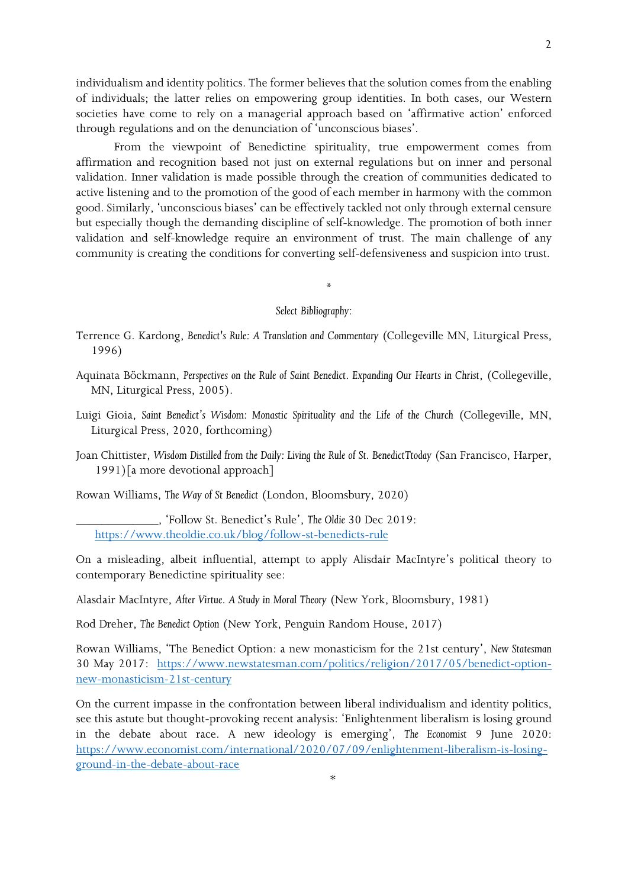individualism and identity politics. The former believes that the solution comes from the enabling of individuals; the latter relies on empowering group identities. In both cases, our Western societies have come to rely on a managerial approach based on 'affirmative action' enforced through regulations and on the denunciation of 'unconscious biases'.

From the viewpoint of Benedictine spirituality, true empowerment comes from affirmation and recognition based not just on external regulations but on inner and personal validation. Inner validation is made possible through the creation of communities dedicated to active listening and to the promotion of the good of each member in harmony with the common good. Similarly, 'unconscious biases' can be effectively tackled not only through external censure but especially though the demanding discipline of self-knowledge. The promotion of both inner validation and self-knowledge require an environment of trust. The main challenge of any community is creating the conditions for converting self-defensiveness and suspicion into trust.

*

*Select Bibliography:*

Terrence G. Kardong, *Benedict's Rule: A Translation and Commentary* (Collegeville MN, Liturgical Press, 1996)

Aquinata Böckmann, *Perspectives on the Rule of Saint Benedict. Expanding Our Hearts in Christ*, (Collegeville, MN, Liturgical Press, 2005).

Luigi Gioia, *Saint Benedict's Wisdom: Monastic Spirituality and the Life of the Church* (Collegeville, MN, Liturgical Press, 2020, forthcoming)

Joan Chittister, *Wisdom Distilled from the Daily: Living the Rule of St. BenedictTtoday* (San Francisco, Harper, 1991)[a more devotional approach]

Rowan Williams, *The Way of St Benedict* (London, Bloomsbury, 2020)

______________, 'Follow St. Benedict's Rule', *The Oldie* 30 Dec 2019: https://www.theoldie.co.uk/blog/follow-st-benedicts-rule

On a misleading, albeit influential, attempt to apply Alisdair MacIntyre's political theory to contemporary Benedictine spirituality see:

Alasdair MacIntyre, *After Virtue. A Study in Moral Theory* (New York, Bloomsbury, 1981)

Rod Dreher, *The Benedict Option* (New York, Penguin Random House, 2017)

Rowan Williams, 'The Benedict Option: a new monasticism for the 21st century', *New Statesman* 30 May 2017: https://www.newstatesman.com/politics/religion/2017/05/benedict-option-new-monasticism-21st-century

On the current impasse in the confrontation between liberal individualism and identity politics, see this astute but thought-provoking recent analysis: 'Enlightenment liberalism is losing ground in the debate about race. A new ideology is emerging', *The Economist* 9 June 2020: https://www.economist.com/international/2020/07/09/enlightenment-liberalism-is-losing-ground-in-the-debate-about-race

*